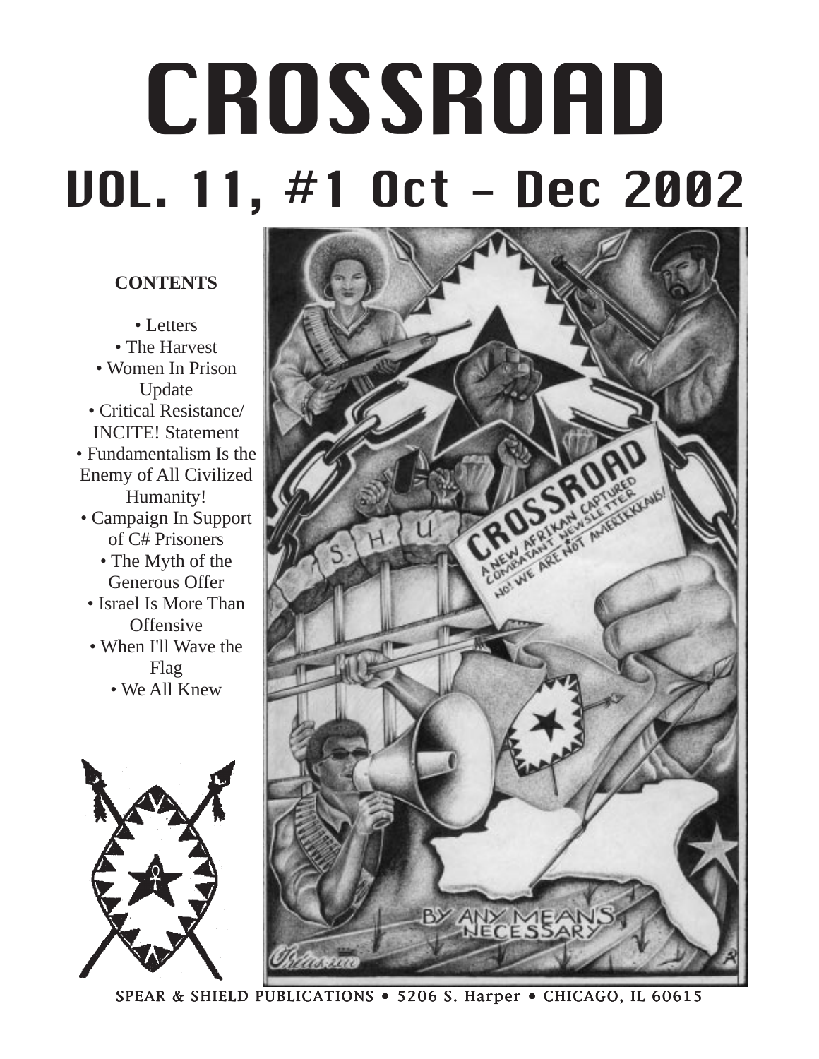# CROSSROAD

## VOL. 11, #1 Oct - Dec 2002

**CONTENTS**

- Letters
- The Harvest
- Women In Prison Update
- Critical Resistance/ INCITE! Statement
- Fundamentalism Is the Enemy of All Civilized Humanity!
- Campaign In Support of C# Prisoners
- The Myth of the Generous Offer
- Israel Is More Than Offensive
- When I'll Wave the Flag
- We All Knew

SPEAR & SHIELD PUBLICATIONS • 5206 S. Harper • CHICAGO, IL 60615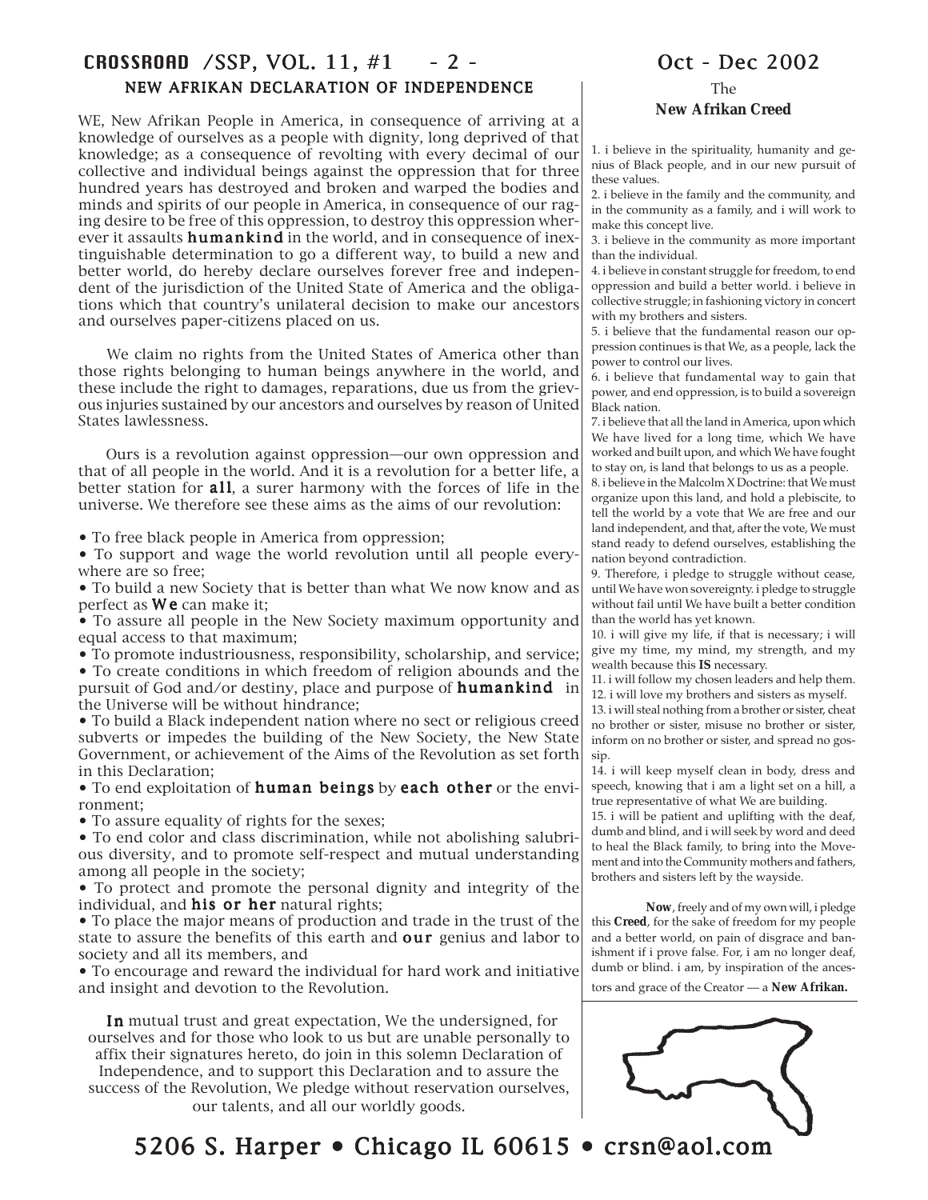## NEW AFRIKAN DECLARATION OF INDEPENDENCE

WE, New Afrikan People in America, in consequence of arriving at a knowledge of ourselves as a people with dignity, long deprived of that knowledge; as a consequence of revolting with every decimal of our collective and individual beings against the oppression that for three hundred years has destroyed and broken and warped the bodies and minds and spirits of our people in America, in consequence of our raging desire to be free of this oppression, to destroy this oppression wherever it assaults **humankind** in the world, and in consequence of inextinguishable determination to go a different way, to build a new and better world, do hereby declare ourselves forever free and independent of the jurisdiction of the United State of America and the obligations which that country's unilateral decision to make our ancestors and ourselves paper-citizens placed on us.

We claim no rights from the United States of America other than those rights belonging to human beings anywhere in the world, and these include the right to damages, reparations, due us from the grievous injuries sustained by our ancestors and ourselves by reason of United States lawlessness.

Ours is a revolution against oppression—our own oppression and that of all people in the world. And it is a revolution for a better life, a better station for **all**, a surer harmony with the forces of life in the universe. We therefore see these aims as the aims of our revolution:

- To free black people in America from oppression;
- To support and wage the world revolution until all people everywhere are so free;
- To build a new Society that is better than what We now know and as perfect as **We** can make it;
- To assure all people in the New Society maximum opportunity and equal access to that maximum;
- To promote industriousness, responsibility, scholarship, and service;
- To create conditions in which freedom of religion abounds and the pursuit of God and/or destiny, place and purpose of **humankind** in the Universe will be without hindrance;
- To build a Black independent nation where no sect or religious creed subverts or impedes the building of the New Society, the New State Government, or achievement of the Aims of the Revolution as set forth in this Declaration;
- To end exploitation of **human beings** by **each other** or the environment;
- To assure equality of rights for the sexes;
- To end color and class discrimination, while not abolishing salubrious diversity, and to promote self-respect and mutual understanding among all people in the society;
- To protect and promote the personal dignity and integrity of the individual, and **his or her** natural rights;
- To place the major means of production and trade in the trust of the state to assure the benefits of this earth and **our** genius and labor to society and all its members, and
- To encourage and reward the individual for hard work and initiative and insight and devotion to the Revolution.

**In** mutual trust and great expectation, We the undersigned, for ourselves and for those who look to us but are unable personally to affix their signatures hereto, do join in this solemn Declaration of Independence, and to support this Declaration and to assure the success of the Revolution, We pledge without reservation ourselves, our talents, and all our worldly goods.

## The New Afrikan Creed

1. i believe in the spirituality, humanity and genius of Black people, and in our new pursuit of these values.
2. i believe in the family and the community, and in the community as a family, and i will work to make this concept live.
3. i believe in the community as more important than the individual.
4. i believe in constant struggle for freedom, to end oppression and build a better world. i believe in collective struggle; in fashioning victory in concert with my brothers and sisters.
5. i believe that the fundamental reason our oppression continues is that We, as a people, lack the power to control our lives.
6. i believe that fundamental way to gain that power, and end oppression, is to build a sovereign Black nation.
7. i believe that all the land in America, upon which We have lived for a long time, which We have worked and built upon, and which We have fought to stay on, is land that belongs to us as a people.
8. i believe in the Malcolm X Doctrine: that We must organize upon this land, and hold a plebiscite, to tell the world by a vote that We are free and our land independent, and that, after the vote, We must stand ready to defend ourselves, establishing the nation beyond contradiction.
9. Therefore, i pledge to struggle without cease, until We have won sovereignty. i pledge to struggle without fail until We have built a better condition than the world has yet known.
10. i will give my life, if that is necessary; i will give my time, my mind, my strength, and my wealth because this **IS** necessary.
11. i will follow my chosen leaders and help them.
12. i will love my brothers and sisters as myself.
13. i will steal nothing from a brother or sister, cheat no brother or sister, misuse no brother or sister, inform on no brother or sister, and spread no gossip.
14. i will keep myself clean in body, dress and speech, knowing that i am a light set on a hill, a true representative of what We are building.
15. i will be patient and uplifting with the deaf, dumb and blind, and i will seek by word and deed to heal the Black family, to bring into the Movement and into the Community mothers and fathers, brothers and sisters left by the wayside.

**Now**, freely and of my own will, i pledge this **Creed**, for the sake of freedom for my people and a better world, on pain of disgrace and banishment if i prove false. For, i am no longer deaf, dumb or blind. i am, by inspiration of the ancestors and grace of the Creator — a **New Afrikan.**

5206 S. Harper • Chicago IL 60615 • crsn@aol.com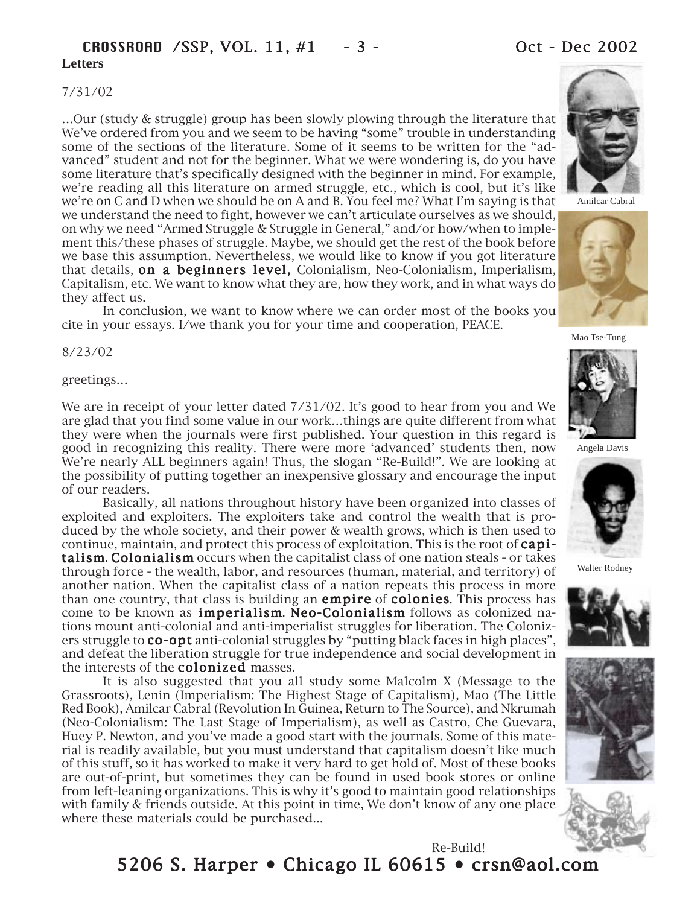## Letters

7/31/02

...Our (study & struggle) group has been slowly plowing through the literature that We've ordered from you and we seem to be having "some" trouble in understanding some of the sections of the literature. Some of it seems to be written for the "advanced" student and not for the beginner. What we were wondering is, do you have some literature that's specifically designed with the beginner in mind. For example, we're reading all this literature on armed struggle, etc., which is cool, but it's like we're on C and D when we should be on A and B. You feel me? What I'm saying is that we understand the need to fight, however we can't articulate ourselves as we should, on why we need "Armed Struggle & Struggle in General," and/or how/when to implement this/these phases of struggle. Maybe, we should get the rest of the book before we base this assumption. Nevertheless, we would like to know if you got literature that details, **on a beginners level,** Colonialism, Neo-Colonialism, Imperialism, Capitalism, etc. We want to know what they are, how they work, and in what ways do they affect us.

In conclusion, we want to know where we can order most of the books you cite in your essays. I/we thank you for your time and cooperation, PEACE.

Amilcar Cabral

Mao Tse-Tung

8/23/02

greetings...

We are in receipt of your letter dated 7/31/02. It's good to hear from you and We are glad that you find some value in our work...things are quite different from what they were when the journals were first published. Your question in this regard is good in recognizing this reality. There were more 'advanced' students then, now We're nearly ALL beginners again! Thus, the slogan "Re-Build!". We are looking at the possibility of putting together an inexpensive glossary and encourage the input of our readers.

Angela Davis

Basically, all nations throughout history have been organized into classes of exploited and exploiters. The exploiters take and control the wealth that is produced by the whole society, and their power & wealth grows, which is then used to continue, maintain, and protect this process of exploitation. This is the root of **capitalism**. **Colonialism** occurs when the capitalist class of one nation steals - or takes through force - the wealth, labor, and resources (human, material, and territory) of another nation. When the capitalist class of a nation repeats this process in more than one country, that class is building an **empire** of **colonies**. This process has come to be known as **imperialism**. **Neo-Colonialism** follows as colonized nations mount anti-colonial and anti-imperialist struggles for liberation. The Colonizers struggle to **co-opt** anti-colonial struggles by "putting black faces in high places", and defeat the liberation struggle for true independence and social development in the interests of the **colonized** masses.

Walter Rodney

It is also suggested that you all study some Malcolm X (Message to the Grassroots), Lenin (Imperialism: The Highest Stage of Capitalism), Mao (The Little Red Book), Amilcar Cabral (Revolution In Guinea, Return to The Source), and Nkrumah (Neo-Colonialism: The Last Stage of Imperialism), as well as Castro, Che Guevara, Huey P. Newton, and you've made a good start with the journals. Some of this material is readily available, but you must understand that capitalism doesn't like much of this stuff, so it has worked to make it very hard to get hold of. Most of these books are out-of-print, but sometimes they can be found in used book stores or online from left-leaning organizations. This is why it's good to maintain good relationships with family & friends outside. At this point in time, We don't know of any one place where these materials could be purchased...

Re-Build!

**5206 S. Harper • Chicago IL 60615 • crsn@aol.com**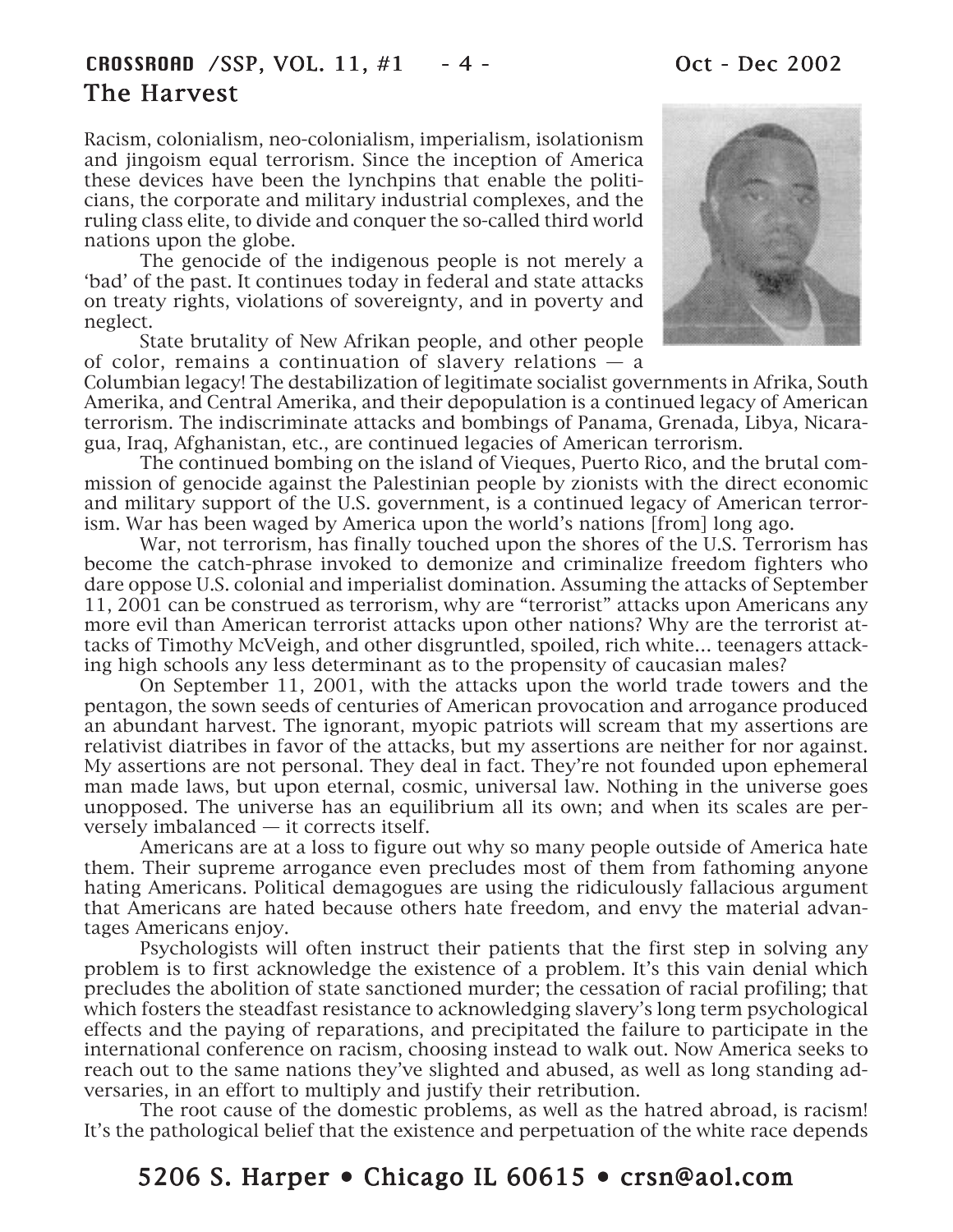## The Harvest

Racism, colonialism, neo-colonialism, imperialism, isolationism and jingoism equal terrorism. Since the inception of America these devices have been the lynchpins that enable the politicians, the corporate and military industrial complexes, and the ruling class elite, to divide and conquer the so-called third world nations upon the globe.

The genocide of the indigenous people is not merely a 'bad' of the past. It continues today in federal and state attacks on treaty rights, violations of sovereignty, and in poverty and neglect.

State brutality of New Afrikan people, and other people of color, remains a continuation of slavery relations — a Columbian legacy! The destabilization of legitimate socialist governments in Afrika, South Amerika, and Central Amerika, and their depopulation is a continued legacy of American terrorism. The indiscriminate attacks and bombings of Panama, Grenada, Libya, Nicaragua, Iraq, Afghanistan, etc., are continued legacies of American terrorism.

The continued bombing on the island of Vieques, Puerto Rico, and the brutal commission of genocide against the Palestinian people by zionists with the direct economic and military support of the U.S. government, is a continued legacy of American terrorism. War has been waged by America upon the world's nations [from] long ago.

War, not terrorism, has finally touched upon the shores of the U.S. Terrorism has become the catch-phrase invoked to demonize and criminalize freedom fighters who dare oppose U.S. colonial and imperialist domination. Assuming the attacks of September 11, 2001 can be construed as terrorism, why are "terrorist" attacks upon Americans any more evil than American terrorist attacks upon other nations? Why are the terrorist attacks of Timothy McVeigh, and other disgruntled, spoiled, rich white... teenagers attacking high schools any less determinant as to the propensity of caucasian males?

On September 11, 2001, with the attacks upon the world trade towers and the pentagon, the sown seeds of centuries of American provocation and arrogance produced an abundant harvest. The ignorant, myopic patriots will scream that my assertions are relativist diatribes in favor of the attacks, but my assertions are neither for nor against. My assertions are not personal. They deal in fact. They're not founded upon ephemeral man made laws, but upon eternal, cosmic, universal law. Nothing in the universe goes unopposed. The universe has an equilibrium all its own; and when its scales are perversely imbalanced — it corrects itself.

Americans are at a loss to figure out why so many people outside of America hate them. Their supreme arrogance even precludes most of them from fathoming anyone hating Americans. Political demagogues are using the ridiculously fallacious argument that Americans are hated because others hate freedom, and envy the material advantages Americans enjoy.

Psychologists will often instruct their patients that the first step in solving any problem is to first acknowledge the existence of a problem. It's this vain denial which precludes the abolition of state sanctioned murder; the cessation of racial profiling; that which fosters the steadfast resistance to acknowledging slavery's long term psychological effects and the paying of reparations, and precipitated the failure to participate in the international conference on racism, choosing instead to walk out. Now America seeks to reach out to the same nations they've slighted and abused, as well as long standing adversaries, in an effort to multiply and justify their retribution.

The root cause of the domestic problems, as well as the hatred abroad, is racism! It's the pathological belief that the existence and perpetuation of the white race depends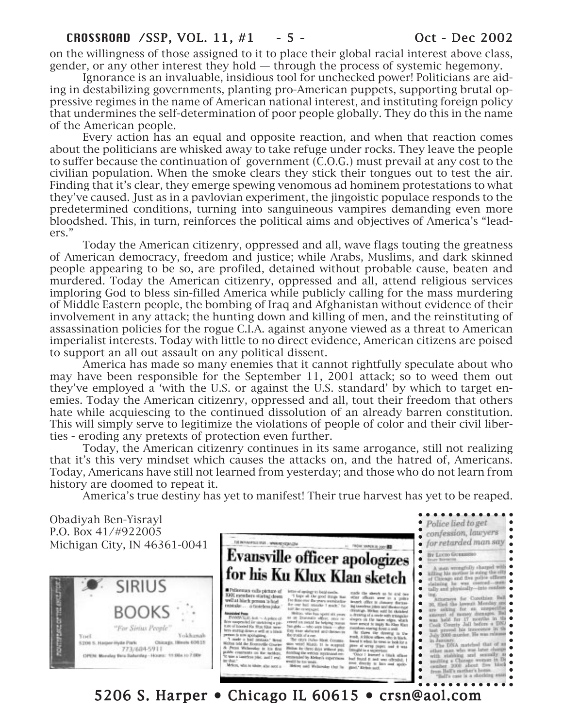on the willingness of those assigned to it to place their global racial interest above class, gender, or any other interest they hold — through the process of systemic hegemony.

Ignorance is an invaluable, insidious tool for unchecked power! Politicians are aiding in destabilizing governments, planting pro-American puppets, supporting brutal oppressive regimes in the name of American national interest, and instituting foreign policy that undermines the self-determination of poor people globally. They do this in the name of the American people.

Every action has an equal and opposite reaction, and when that reaction comes about the politicians are whisked away to take refuge under rocks. They leave the people to suffer because the continuation of government (C.O.G.) must prevail at any cost to the civilian population. When the smoke clears they stick their tongues out to test the air. Finding that it's clear, they emerge spewing venomous ad hominem protestations to what they've caused. Just as in a pavlovian experiment, the jingoistic populace responds to the predetermined conditions, turning into sanguineous vampires demanding even more bloodshed. This, in turn, reinforces the political aims and objectives of America's "leaders."

Today the American citizenry, oppressed and all, wave flags touting the greatness of American democracy, freedom and justice; while Arabs, Muslims, and dark skinned people appearing to be so, are profiled, detained without probable cause, beaten and murdered. Today the American citizenry, oppressed and all, attend religious services imploring God to bless sin-filled America while publicly calling for the mass murdering of Middle Eastern people, the bombing of Iraq and Afghanistan without evidence of their involvement in any attack; the hunting down and killing of men, and the reinstituting of assassination policies for the rogue C.I.A. against anyone viewed as a threat to American imperialist interests. Today with little to no direct evidence, American citizens are poised to support an all out assault on any political dissent.

America has made so many enemies that it cannot rightfully speculate about who may have been responsible for the September 11, 2001 attack; so to weed them out they've employed a 'with the U.S. or against the U.S. standard' by which to target enemies. Today the American citizenry, oppressed and all, tout their freedom that others hate while acquiescing to the continued dissolution of an already barren constitution. This will simply serve to legitimize the violations of people of color and their civil liberties - eroding any pretexts of protection even further.

Today, the American citizenry continues in its same arrogance, still not realizing that it's this very mindset which causes the attacks on, and the hatred of, Americans. Today, Americans have still not learned from yesterday; and those who do not learn from history are doomed to repeat it.

America's true destiny has yet to manifest! Their true harvest has yet to be reaped.

Obadiyah Ben-Yisrayl
P.O. Box 41/#922005
Michigan City, IN 46361-0041

SIRIUS BOOKS
"For Sirius People"
5206 S. Harper-Hyde Park, Chicago, Illinois 60615
773/684-5911

**Evansville officer apologizes for his Ku Klux Klan sketch**

*Police lied to get confession, lawyers for retarded man say*

5206 S. Harper • Chicago IL 60615 • crsn@aol.com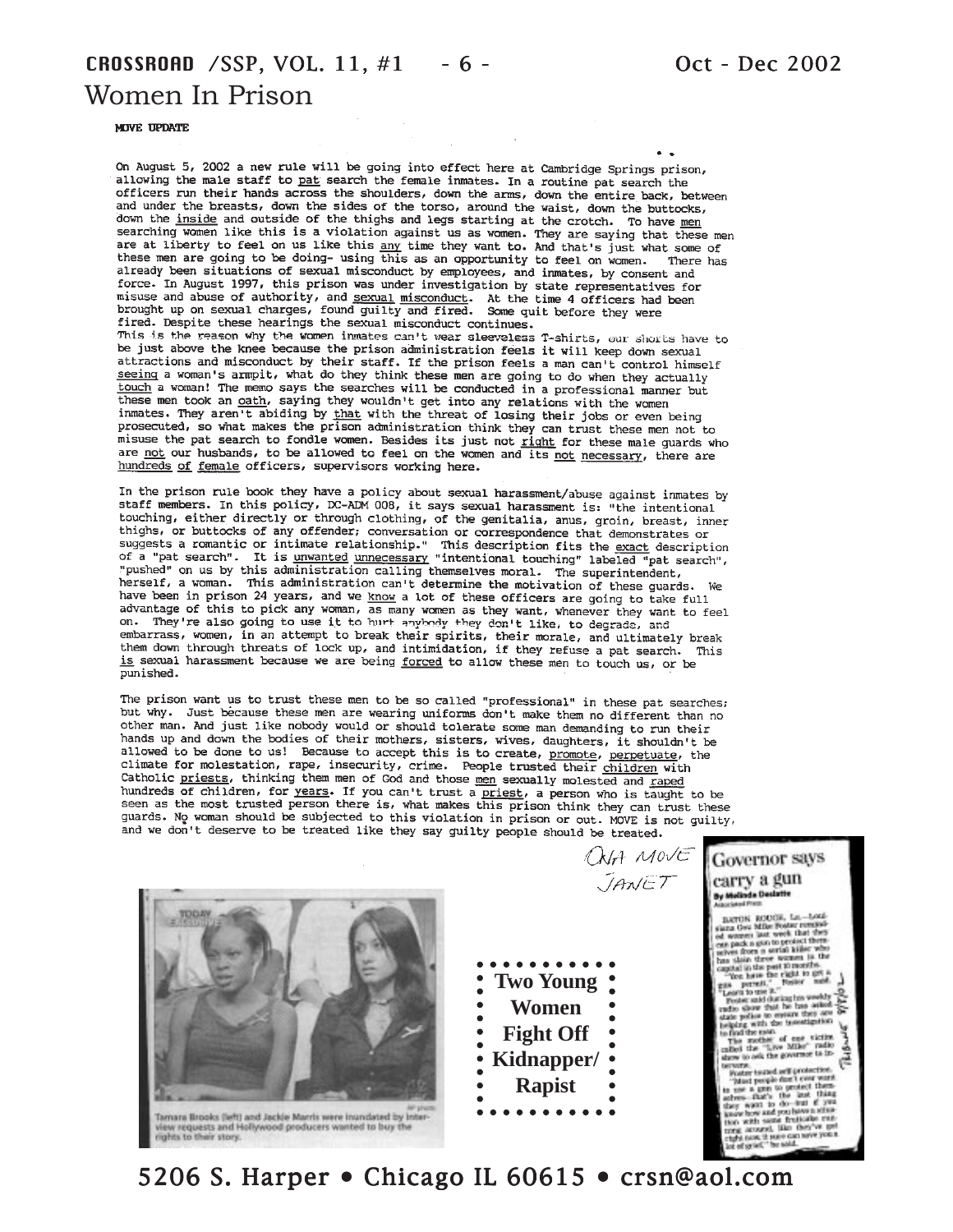# Women In Prison

**MOVE UPDATE**

On August 5, 2002 a new rule will be going into effect here at Cambridge Springs prison, allowing the male staff to pat search the female inmates. In a routine pat search the officers run their hands across the shoulders, down the arms, down the entire back, between and under the breasts, down the sides of the torso, around the waist, down the buttocks, down the inside and outside of the thighs and legs starting at the crotch. To have men searching women like this is a violation against us as women. They are saying that these men are at liberty to feel on us like this any time they want to. And that's just what some of these men are going to be doing- using this as an opportunity to feel on women. There has already been situations of sexual misconduct by employees, and inmates, by consent and force. In August 1997, this prison was under investigation by state representatives for misuse and abuse of authority, and sexual misconduct. At the time 4 officers had been brought up on sexual charges, found guilty and fired. Some quit before they were fired. Despite these hearings the sexual misconduct continues.

This is the reason why the women inmates can't wear sleeveless T-shirts, our shorts have to be just above the knee because the prison administration feels it will keep down sexual attractions and misconduct by their staff. If the prison feels a man can't control himself seeing a woman's armpit, what do they think these men are going to do when they actually touch a woman! The memo says the searches will be conducted in a professional manner but these men took an oath, saying they wouldn't get into any relations with the women inmates. They aren't abiding by that with the threat of losing their jobs or even being prosecuted, so what makes the prison administration think they can trust these men not to misuse the pat search to fondle women. Besides its just not right for these male guards who are not our husbands, to be allowed to feel on the women and its not necessary, there are hundreds of female officers, supervisors working here.

In the prison rule book they have a policy about sexual harassment/abuse against inmates by staff members. In this policy, DC-ADM 008, it says sexual harassment is: "the intentional touching, either directly or through clothing, of the genitalia, anus, groin, breast, inner thighs, or buttocks of any offender; conversation or correspondence that demonstrates or suggests a romantic or intimate relationship." This description fits the exact description of a "pat search". It is unwanted unnecessary "intentional touching" labeled "pat search", "pushed" on us by this administration calling themselves moral. The superintendent, herself, a woman. This administration can't determine the motivation of these guards. We have been in prison 24 years, and we know a lot of these officers are going to take full advantage of this to pick any woman, as many women as they want, whenever they want to feel on. They're also going to use it to hurt anybody they don't like, to degrade, and embarrass, women, in an attempt to break their spirits, their morale, and ultimately break them down through threats of lock up, and intimidation, if they refuse a pat search. This is sexual harassment because we are being forced to allow these men to touch us, or be punished.

The prison want us to trust these men to be so called "professional" in these pat searches; but why. Just because these men are wearing uniforms don't make them no different than no other man. And just like nobody would or should tolerate some man demanding to run their hands up and down the bodies of their mothers, sisters, wives, daughters, it shouldn't be allowed to be done to us! Because to accept this is to create, promote, perpetuate, the climate for molestation, rape, insecurity, crime. People trusted their children with Catholic priests, thinking them men of God and those men sexually molested and raped hundreds of children, for years. If you can't trust a priest, a person who is taught to be seen as the most trusted person there is, what makes this prison think they can trust these guards. No woman should be subjected to this violation in prison or out. MOVE is not guilty, and we don't deserve to be treated like they say guilty people should be treated.

ONA MOVE
JANET

Tamara Brooks (left) and Jackie Marris were inundated by interview requests and Hollywood producers wanted to buy the rights to their story.

**Two Young Women Fight Off Kidnapper/ Rapist**

## Governor says carry a gun

By Melinda Deslatte
Associated Press

BATON ROUGE, La.—Louisiana Gov. Mike Foster reminded women last week that they can pack a gun to protect themselves from a serial killer who has slain three women in the capital in the past 10 months.

"You have the right to get a gun permit," Foster said. "Learn to use it."

Foster said during his weekly radio show that he has asked state police to ensure they are helping with the investigation to find the man.

The mother of one victim called the "Live Mike" radio show to ask the governor to intervene.

Foster touted self-protection.

"Most people don't ever want to use a gun to protect themselves—that's the last thing they want to do—but if you know how and you have a situation with some fruitcake running around, like they've got right now, it sure can save you a lot of grief," he said.

5206 S. Harper • Chicago IL 60615 • crsn@aol.com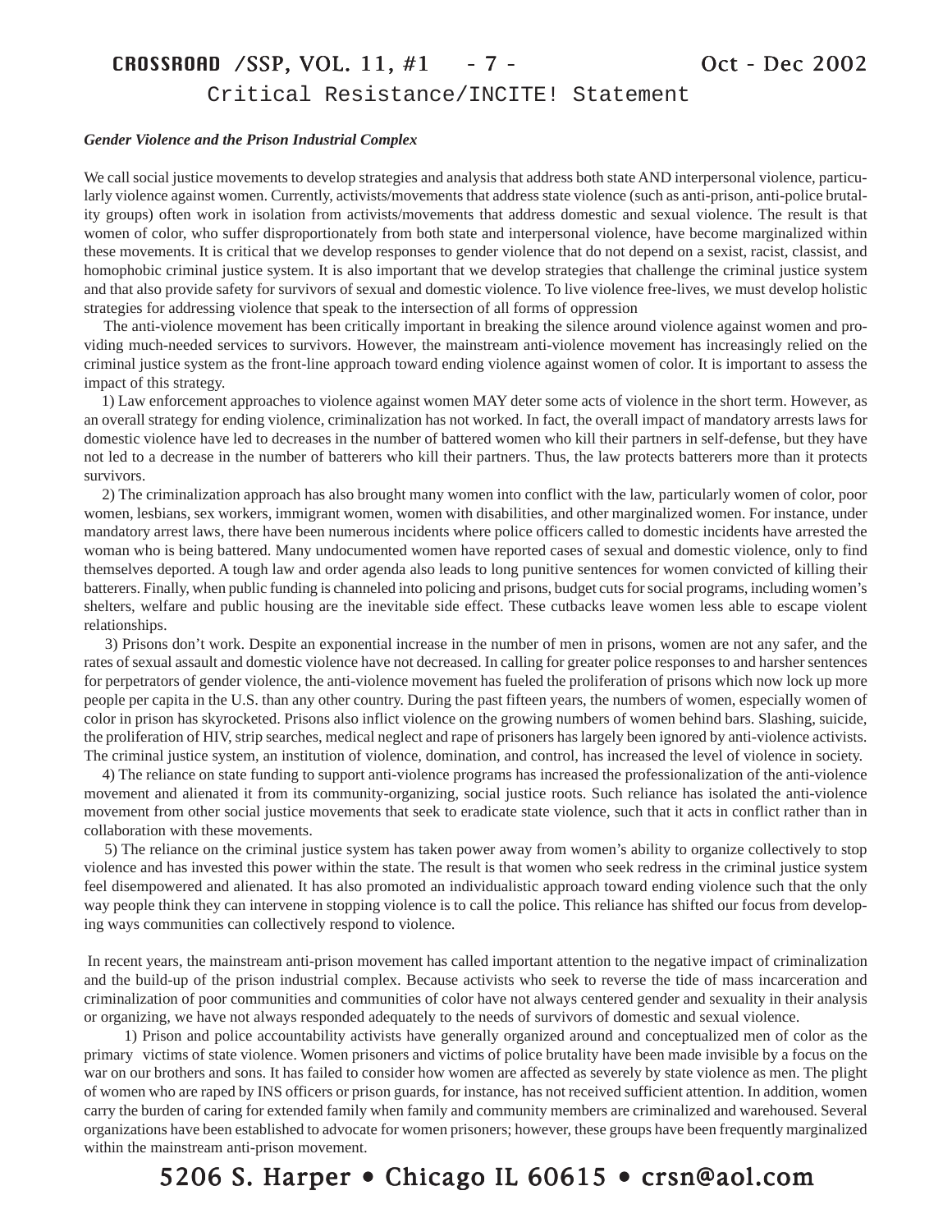# Critical Resistance/INCITE! Statement

***Gender Violence and the Prison Industrial Complex***

We call social justice movements to develop strategies and analysis that address both state AND interpersonal violence, particularly violence against women. Currently, activists/movements that address state violence (such as anti-prison, anti-police brutality groups) often work in isolation from activists/movements that address domestic and sexual violence. The result is that women of color, who suffer disproportionately from both state and interpersonal violence, have become marginalized within these movements. It is critical that we develop responses to gender violence that do not depend on a sexist, racist, classist, and homophobic criminal justice system. It is also important that we develop strategies that challenge the criminal justice system and that also provide safety for survivors of sexual and domestic violence. To live violence free-lives, we must develop holistic strategies for addressing violence that speak to the intersection of all forms of oppression

The anti-violence movement has been critically important in breaking the silence around violence against women and providing much-needed services to survivors. However, the mainstream anti-violence movement has increasingly relied on the criminal justice system as the front-line approach toward ending violence against women of color. It is important to assess the impact of this strategy.

1) Law enforcement approaches to violence against women MAY deter some acts of violence in the short term. However, as an overall strategy for ending violence, criminalization has not worked. In fact, the overall impact of mandatory arrests laws for domestic violence have led to decreases in the number of battered women who kill their partners in self-defense, but they have not led to a decrease in the number of batterers who kill their partners. Thus, the law protects batterers more than it protects survivors.

2) The criminalization approach has also brought many women into conflict with the law, particularly women of color, poor women, lesbians, sex workers, immigrant women, women with disabilities, and other marginalized women. For instance, under mandatory arrest laws, there have been numerous incidents where police officers called to domestic incidents have arrested the woman who is being battered. Many undocumented women have reported cases of sexual and domestic violence, only to find themselves deported. A tough law and order agenda also leads to long punitive sentences for women convicted of killing their batterers. Finally, when public funding is channeled into policing and prisons, budget cuts for social programs, including women's shelters, welfare and public housing are the inevitable side effect. These cutbacks leave women less able to escape violent relationships.

3) Prisons don't work. Despite an exponential increase in the number of men in prisons, women are not any safer, and the rates of sexual assault and domestic violence have not decreased. In calling for greater police responses to and harsher sentences for perpetrators of gender violence, the anti-violence movement has fueled the proliferation of prisons which now lock up more people per capita in the U.S. than any other country. During the past fifteen years, the numbers of women, especially women of color in prison has skyrocketed. Prisons also inflict violence on the growing numbers of women behind bars. Slashing, suicide, the proliferation of HIV, strip searches, medical neglect and rape of prisoners has largely been ignored by anti-violence activists. The criminal justice system, an institution of violence, domination, and control, has increased the level of violence in society.

4) The reliance on state funding to support anti-violence programs has increased the professionalization of the anti-violence movement and alienated it from its community-organizing, social justice roots. Such reliance has isolated the anti-violence movement from other social justice movements that seek to eradicate state violence, such that it acts in conflict rather than in collaboration with these movements.

5) The reliance on the criminal justice system has taken power away from women's ability to organize collectively to stop violence and has invested this power within the state. The result is that women who seek redress in the criminal justice system feel disempowered and alienated. It has also promoted an individualistic approach toward ending violence such that the only way people think they can intervene in stopping violence is to call the police. This reliance has shifted our focus from developing ways communities can collectively respond to violence.

In recent years, the mainstream anti-prison movement has called important attention to the negative impact of criminalization and the build-up of the prison industrial complex. Because activists who seek to reverse the tide of mass incarceration and criminalization of poor communities and communities of color have not always centered gender and sexuality in their analysis or organizing, we have not always responded adequately to the needs of survivors of domestic and sexual violence.

1) Prison and police accountability activists have generally organized around and conceptualized men of color as the primary victims of state violence. Women prisoners and victims of police brutality have been made invisible by a focus on the war on our brothers and sons. It has failed to consider how women are affected as severely by state violence as men. The plight of women who are raped by INS officers or prison guards, for instance, has not received sufficient attention. In addition, women carry the burden of caring for extended family when family and community members are criminalized and warehoused. Several organizations have been established to advocate for women prisoners; however, these groups have been frequently marginalized within the mainstream anti-prison movement.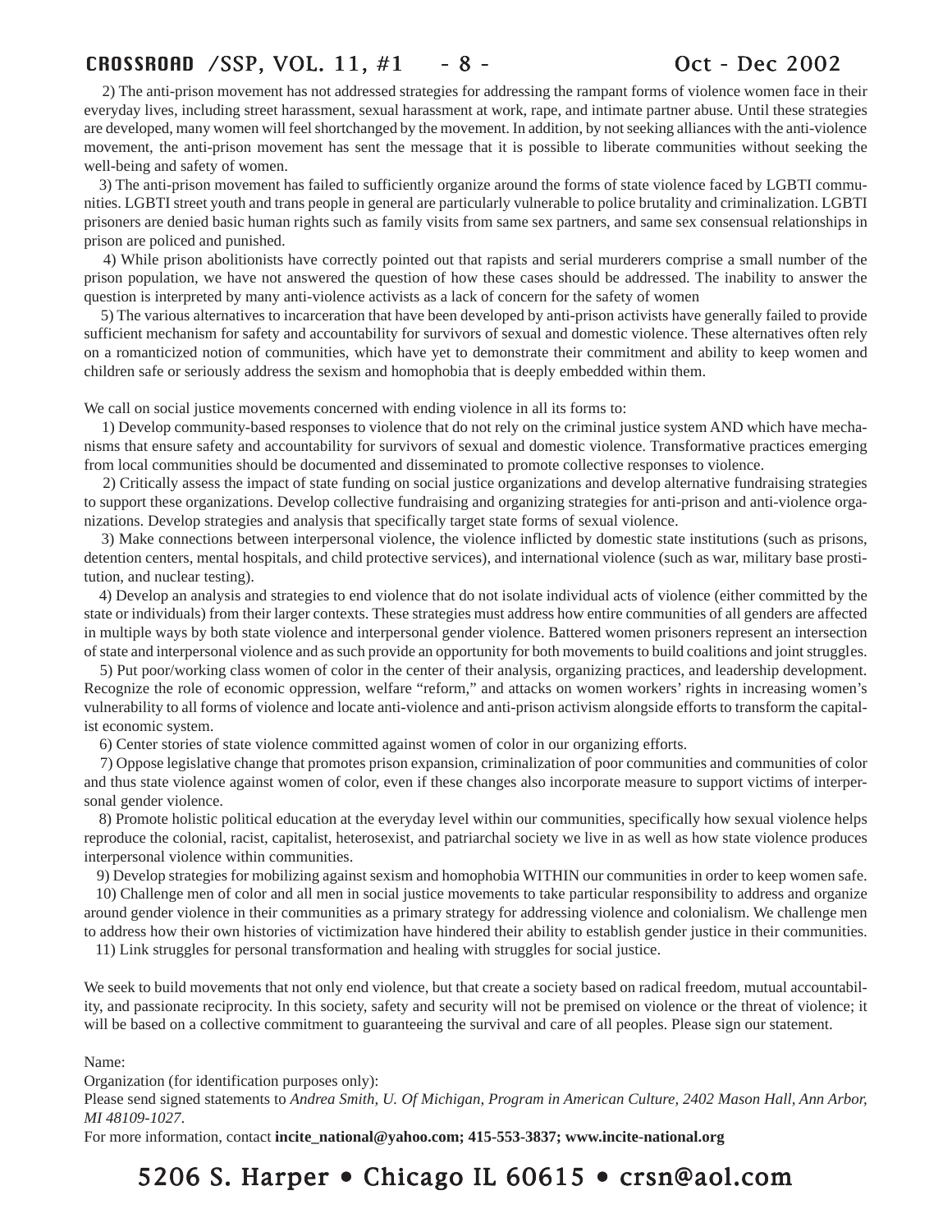2) The anti-prison movement has not addressed strategies for addressing the rampant forms of violence women face in their everyday lives, including street harassment, sexual harassment at work, rape, and intimate partner abuse. Until these strategies are developed, many women will feel shortchanged by the movement. In addition, by not seeking alliances with the anti-violence movement, the anti-prison movement has sent the message that it is possible to liberate communities without seeking the well-being and safety of women.

3) The anti-prison movement has failed to sufficiently organize around the forms of state violence faced by LGBTI communities. LGBTI street youth and trans people in general are particularly vulnerable to police brutality and criminalization. LGBTI prisoners are denied basic human rights such as family visits from same sex partners, and same sex consensual relationships in prison are policed and punished.

4) While prison abolitionists have correctly pointed out that rapists and serial murderers comprise a small number of the prison population, we have not answered the question of how these cases should be addressed. The inability to answer the question is interpreted by many anti-violence activists as a lack of concern for the safety of women

5) The various alternatives to incarceration that have been developed by anti-prison activists have generally failed to provide sufficient mechanism for safety and accountability for survivors of sexual and domestic violence. These alternatives often rely on a romanticized notion of communities, which have yet to demonstrate their commitment and ability to keep women and children safe or seriously address the sexism and homophobia that is deeply embedded within them.

We call on social justice movements concerned with ending violence in all its forms to:

1) Develop community-based responses to violence that do not rely on the criminal justice system AND which have mechanisms that ensure safety and accountability for survivors of sexual and domestic violence. Transformative practices emerging from local communities should be documented and disseminated to promote collective responses to violence.

2) Critically assess the impact of state funding on social justice organizations and develop alternative fundraising strategies to support these organizations. Develop collective fundraising and organizing strategies for anti-prison and anti-violence organizations. Develop strategies and analysis that specifically target state forms of sexual violence.

3) Make connections between interpersonal violence, the violence inflicted by domestic state institutions (such as prisons, detention centers, mental hospitals, and child protective services), and international violence (such as war, military base prostitution, and nuclear testing).

4) Develop an analysis and strategies to end violence that do not isolate individual acts of violence (either committed by the state or individuals) from their larger contexts. These strategies must address how entire communities of all genders are affected in multiple ways by both state violence and interpersonal gender violence. Battered women prisoners represent an intersection of state and interpersonal violence and as such provide an opportunity for both movements to build coalitions and joint struggles.

5) Put poor/working class women of color in the center of their analysis, organizing practices, and leadership development. Recognize the role of economic oppression, welfare "reform," and attacks on women workers' rights in increasing women's vulnerability to all forms of violence and locate anti-violence and anti-prison activism alongside efforts to transform the capitalist economic system.

6) Center stories of state violence committed against women of color in our organizing efforts.

7) Oppose legislative change that promotes prison expansion, criminalization of poor communities and communities of color and thus state violence against women of color, even if these changes also incorporate measure to support victims of interpersonal gender violence.

8) Promote holistic political education at the everyday level within our communities, specifically how sexual violence helps reproduce the colonial, racist, capitalist, heterosexist, and patriarchal society we live in as well as how state violence produces interpersonal violence within communities.

9) Develop strategies for mobilizing against sexism and homophobia WITHIN our communities in order to keep women safe.

10) Challenge men of color and all men in social justice movements to take particular responsibility to address and organize around gender violence in their communities as a primary strategy for addressing violence and colonialism. We challenge men to address how their own histories of victimization have hindered their ability to establish gender justice in their communities.

11) Link struggles for personal transformation and healing with struggles for social justice.

We seek to build movements that not only end violence, but that create a society based on radical freedom, mutual accountability, and passionate reciprocity. In this society, safety and security will not be premised on violence or the threat of violence; it will be based on a collective commitment to guaranteeing the survival and care of all peoples. Please sign our statement.

Name:

Organization (for identification purposes only):

Please send signed statements to *Andrea Smith, U. Of Michigan, Program in American Culture, 2402 Mason Hall, Ann Arbor, MI 48109-1027*.

For more information, contact **incite_national@yahoo.com; 415-553-3837; www.incite-national.org**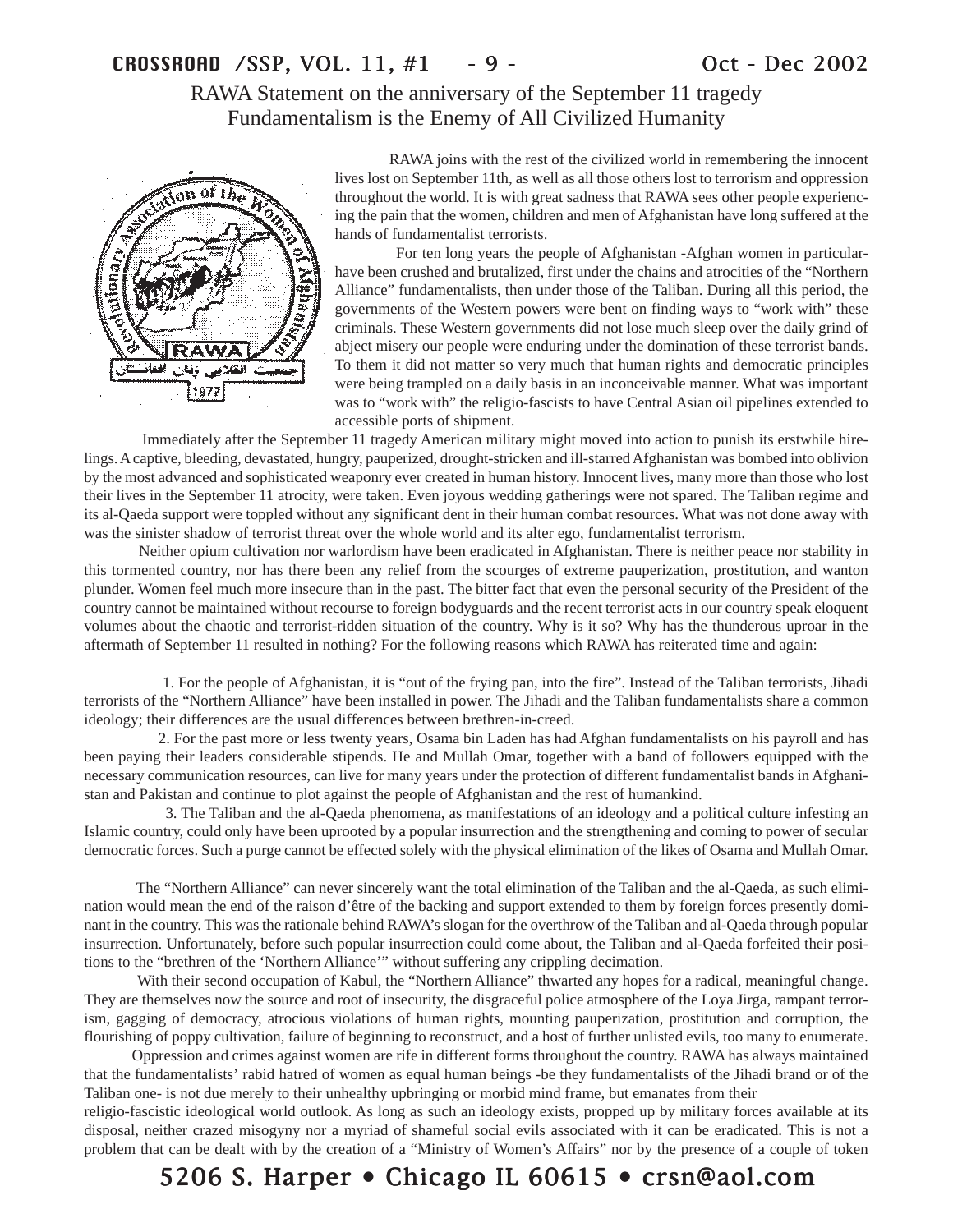# RAWA Statement on the anniversary of the September 11 tragedy
## Fundamentalism is the Enemy of All Civilized Humanity

RAWA joins with the rest of the civilized world in remembering the innocent lives lost on September 11th, as well as all those others lost to terrorism and oppression throughout the world. It is with great sadness that RAWA sees other people experiencing the pain that the women, children and men of Afghanistan have long suffered at the hands of fundamentalist terrorists.

For ten long years the people of Afghanistan -Afghan women in particular- have been crushed and brutalized, first under the chains and atrocities of the "Northern Alliance" fundamentalists, then under those of the Taliban. During all this period, the governments of the Western powers were bent on finding ways to "work with" these criminals. These Western governments did not lose much sleep over the daily grind of abject misery our people were enduring under the domination of these terrorist bands. To them it did not matter so very much that human rights and democratic principles were being trampled on a daily basis in an inconceivable manner. What was important was to "work with" the religio-fascists to have Central Asian oil pipelines extended to accessible ports of shipment.

Immediately after the September 11 tragedy American military might moved into action to punish its erstwhile hirelings. A captive, bleeding, devastated, hungry, pauperized, drought-stricken and ill-starred Afghanistan was bombed into oblivion by the most advanced and sophisticated weaponry ever created in human history. Innocent lives, many more than those who lost their lives in the September 11 atrocity, were taken. Even joyous wedding gatherings were not spared. The Taliban regime and its al-Qaeda support were toppled without any significant dent in their human combat resources. What was not done away with was the sinister shadow of terrorist threat over the whole world and its alter ego, fundamentalist terrorism.

Neither opium cultivation nor warlordism have been eradicated in Afghanistan. There is neither peace nor stability in this tormented country, nor has there been any relief from the scourges of extreme pauperization, prostitution, and wanton plunder. Women feel much more insecure than in the past. The bitter fact that even the personal security of the President of the country cannot be maintained without recourse to foreign bodyguards and the recent terrorist acts in our country speak eloquent volumes about the chaotic and terrorist-ridden situation of the country. Why is it so? Why has the thunderous uproar in the aftermath of September 11 resulted in nothing? For the following reasons which RAWA has reiterated time and again:

1. For the people of Afghanistan, it is "out of the frying pan, into the fire". Instead of the Taliban terrorists, Jihadi terrorists of the "Northern Alliance" have been installed in power. The Jihadi and the Taliban fundamentalists share a common ideology; their differences are the usual differences between brethren-in-creed.

2. For the past more or less twenty years, Osama bin Laden has had Afghan fundamentalists on his payroll and has been paying their leaders considerable stipends. He and Mullah Omar, together with a band of followers equipped with the necessary communication resources, can live for many years under the protection of different fundamentalist bands in Afghanistan and Pakistan and continue to plot against the people of Afghanistan and the rest of humankind.

3. The Taliban and the al-Qaeda phenomena, as manifestations of an ideology and a political culture infesting an Islamic country, could only have been uprooted by a popular insurrection and the strengthening and coming to power of secular democratic forces. Such a purge cannot be effected solely with the physical elimination of the likes of Osama and Mullah Omar.

The "Northern Alliance" can never sincerely want the total elimination of the Taliban and the al-Qaeda, as such elimination would mean the end of the raison d'être of the backing and support extended to them by foreign forces presently dominant in the country. This was the rationale behind RAWA's slogan for the overthrow of the Taliban and al-Qaeda through popular insurrection. Unfortunately, before such popular insurrection could come about, the Taliban and al-Qaeda forfeited their positions to the "brethren of the 'Northern Alliance'" without suffering any crippling decimation.

With their second occupation of Kabul, the "Northern Alliance" thwarted any hopes for a radical, meaningful change. They are themselves now the source and root of insecurity, the disgraceful police atmosphere of the Loya Jirga, rampant terrorism, gagging of democracy, atrocious violations of human rights, mounting pauperization, prostitution and corruption, the flourishing of poppy cultivation, failure of beginning to reconstruct, and a host of further unlisted evils, too many to enumerate.

Oppression and crimes against women are rife in different forms throughout the country. RAWA has always maintained that the fundamentalists' rabid hatred of women as equal human beings -be they fundamentalists of the Jihadi brand or of the Taliban one- is not due merely to their unhealthy upbringing or morbid mind frame, but emanates from their religio-fascistic ideological world outlook. As long as such an ideology exists, propped up by military forces available at its disposal, neither crazed misogyny nor a myriad of shameful social evils associated with it can be eradicated. This is not a problem that can be dealt with by the creation of a "Ministry of Women's Affairs" nor by the presence of a couple of token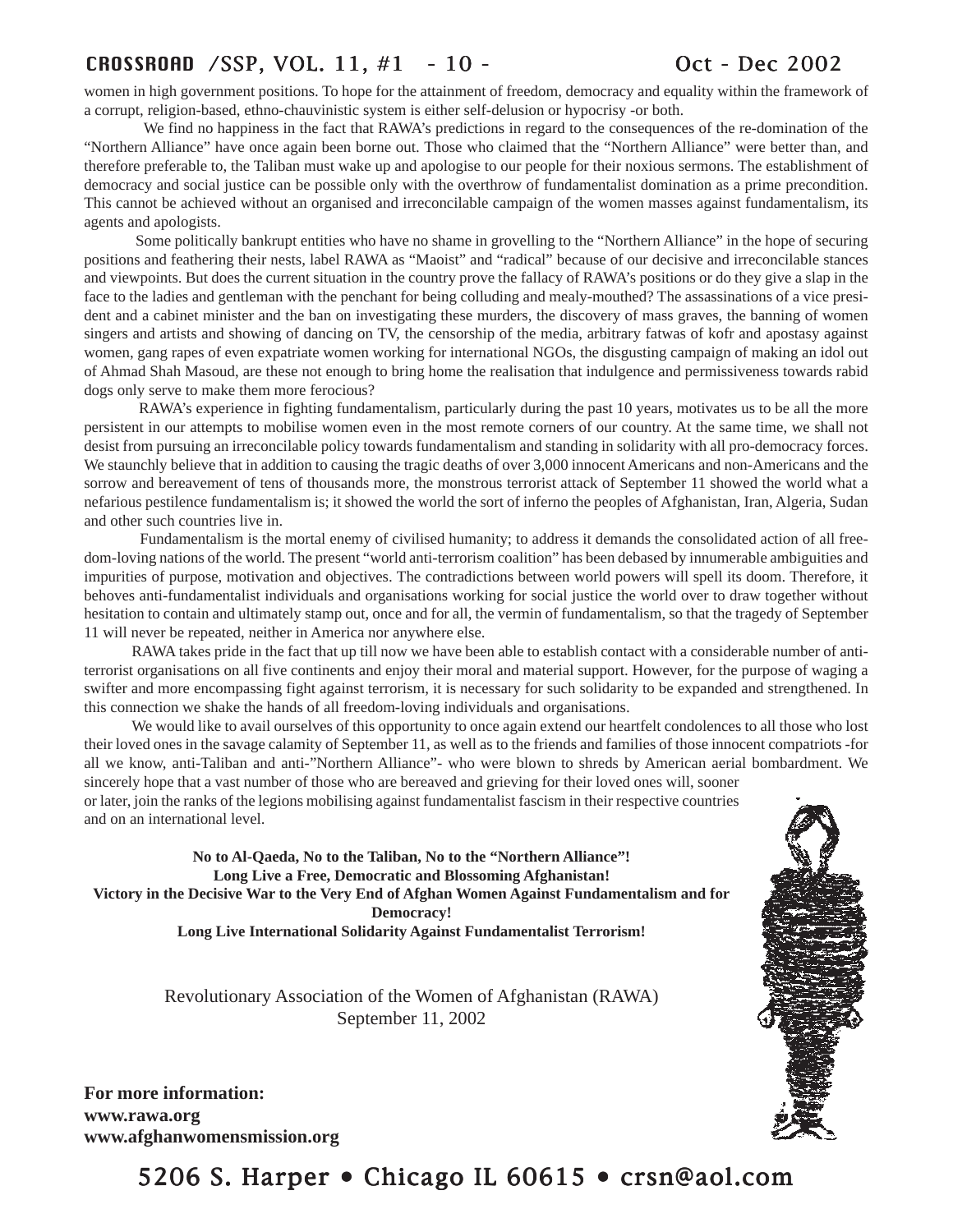women in high government positions. To hope for the attainment of freedom, democracy and equality within the framework of a corrupt, religion-based, ethno-chauvinistic system is either self-delusion or hypocrisy -or both.

We find no happiness in the fact that RAWA's predictions in regard to the consequences of the re-domination of the "Northern Alliance" have once again been borne out. Those who claimed that the "Northern Alliance" were better than, and therefore preferable to, the Taliban must wake up and apologise to our people for their noxious sermons. The establishment of democracy and social justice can be possible only with the overthrow of fundamentalist domination as a prime precondition. This cannot be achieved without an organised and irreconcilable campaign of the women masses against fundamentalism, its agents and apologists.

Some politically bankrupt entities who have no shame in grovelling to the "Northern Alliance" in the hope of securing positions and feathering their nests, label RAWA as "Maoist" and "radical" because of our decisive and irreconcilable stances and viewpoints. But does the current situation in the country prove the fallacy of RAWA's positions or do they give a slap in the face to the ladies and gentleman with the penchant for being colluding and mealy-mouthed? The assassinations of a vice president and a cabinet minister and the ban on investigating these murders, the discovery of mass graves, the banning of women singers and artists and showing of dancing on TV, the censorship of the media, arbitrary fatwas of kofr and apostasy against women, gang rapes of even expatriate women working for international NGOs, the disgusting campaign of making an idol out of Ahmad Shah Masoud, are these not enough to bring home the realisation that indulgence and permissiveness towards rabid dogs only serve to make them more ferocious?

RAWA's experience in fighting fundamentalism, particularly during the past 10 years, motivates us to be all the more persistent in our attempts to mobilise women even in the most remote corners of our country. At the same time, we shall not desist from pursuing an irreconcilable policy towards fundamentalism and standing in solidarity with all pro-democracy forces. We staunchly believe that in addition to causing the tragic deaths of over 3,000 innocent Americans and non-Americans and the sorrow and bereavement of tens of thousands more, the monstrous terrorist attack of September 11 showed the world what a nefarious pestilence fundamentalism is; it showed the world the sort of inferno the peoples of Afghanistan, Iran, Algeria, Sudan and other such countries live in.

Fundamentalism is the mortal enemy of civilised humanity; to address it demands the consolidated action of all freedom-loving nations of the world. The present "world anti-terrorism coalition" has been debased by innumerable ambiguities and impurities of purpose, motivation and objectives. The contradictions between world powers will spell its doom. Therefore, it behoves anti-fundamentalist individuals and organisations working for social justice the world over to draw together without hesitation to contain and ultimately stamp out, once and for all, the vermin of fundamentalism, so that the tragedy of September 11 will never be repeated, neither in America nor anywhere else.

RAWA takes pride in the fact that up till now we have been able to establish contact with a considerable number of anti-terrorist organisations on all five continents and enjoy their moral and material support. However, for the purpose of waging a swifter and more encompassing fight against terrorism, it is necessary for such solidarity to be expanded and strengthened. In this connection we shake the hands of all freedom-loving individuals and organisations.

We would like to avail ourselves of this opportunity to once again extend our heartfelt condolences to all those who lost their loved ones in the savage calamity of September 11, as well as to the friends and families of those innocent compatriots -for all we know, anti-Taliban and anti-"Northern Alliance"- who were blown to shreds by American aerial bombardment. We sincerely hope that a vast number of those who are bereaved and grieving for their loved ones will, sooner or later, join the ranks of the legions mobilising against fundamentalist fascism in their respective countries and on an international level.

**No to Al-Qaeda, No to the Taliban, No to the "Northern Alliance"!**
**Long Live a Free, Democratic and Blossoming Afghanistan!**
**Victory in the Decisive War to the Very End of Afghan Women Against Fundamentalism and for Democracy!**
**Long Live International Solidarity Against Fundamentalist Terrorism!**

Revolutionary Association of the Women of Afghanistan (RAWA)
September 11, 2002

**For more information:**
**www.rawa.org**
**www.afghanwomensmission.org**

5206 S. Harper • Chicago IL 60615 • crsn@aol.com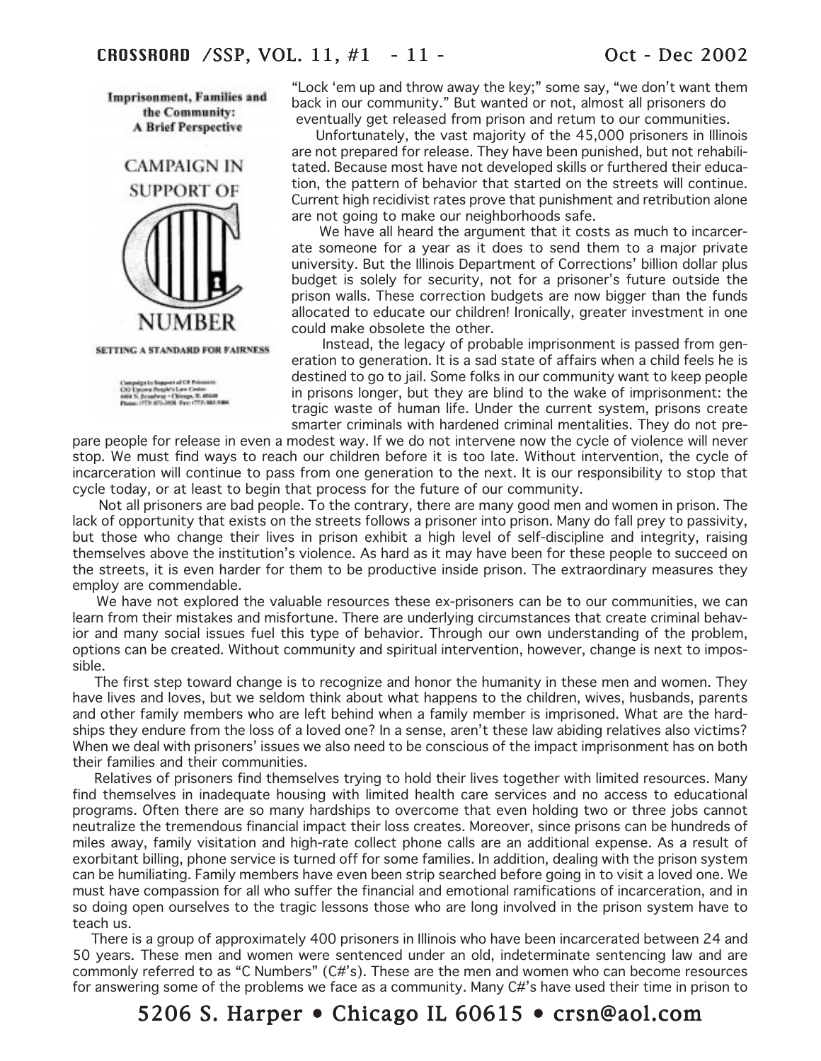Imprisonment, Families and the Community: A Brief Perspective

CAMPAIGN IN SUPPORT OF C NUMBER

SETTING A STANDARD FOR FAIRNESS

"Lock 'em up and throw away the key;" some say, "we don't want them back in our community." But wanted or not, almost all prisoners do eventually get released from prison and retum to our communities.

Unfortunately, the vast majority of the 45,000 prisoners in Illinois are not prepared for release. They have been punished, but not rehabilitated. Because most have not developed skills or furthered their education, the pattern of behavior that started on the streets will continue. Current high recidivist rates prove that punishment and retribution alone are not going to make our neighborhoods safe.

We have all heard the argument that it costs as much to incarcerate someone for a year as it does to send them to a major private university. But the Illinois Department of Corrections' billion dollar plus budget is solely for security, not for a prisoner's future outside the prison walls. These correction budgets are now bigger than the funds allocated to educate our children! Ironically, greater investment in one could make obsolete the other.

Instead, the legacy of probable imprisonment is passed from generation to generation. It is a sad state of affairs when a child feels he is destined to go to jail. Some folks in our community want to keep people in prisons longer, but they are blind to the wake of imprisonment: the tragic waste of human life. Under the current system, prisons create smarter criminals with hardened criminal mentalities. They do not prepare people for release in even a modest way. If we do not intervene now the cycle of violence will never stop. We must find ways to reach our children before it is too late. Without intervention, the cycle of incarceration will continue to pass from one generation to the next. It is our responsibility to stop that cycle today, or at least to begin that process for the future of our community.

Not all prisoners are bad people. To the contrary, there are many good men and women in prison. The lack of opportunity that exists on the streets follows a prisoner into prison. Many do fall prey to passivity, but those who change their lives in prison exhibit a high level of self-discipline and integrity, raising themselves above the institution's violence. As hard as it may have been for these people to succeed on the streets, it is even harder for them to be productive inside prison. The extraordinary measures they employ are commendable.

We have not explored the valuable resources these ex-prisoners can be to our communities, we can learn from their mistakes and misfortune. There are underlying circumstances that create criminal behavior and many social issues fuel this type of behavior. Through our own understanding of the problem, options can be created. Without community and spiritual intervention, however, change is next to impossible.

The first step toward change is to recognize and honor the humanity in these men and women. They have lives and loves, but we seldom think about what happens to the children, wives, husbands, parents and other family members who are left behind when a family member is imprisoned. What are the hardships they endure from the loss of a loved one? In a sense, aren't these law abiding relatives also victims? When we deal with prisoners' issues we also need to be conscious of the impact imprisonment has on both their families and their communities.

Relatives of prisoners find themselves trying to hold their lives together with limited resources. Many find themselves in inadequate housing with limited health care services and no access to educational programs. Often there are so many hardships to overcome that even holding two or three jobs cannot neutralize the tremendous financial impact their loss creates. Moreover, since prisons can be hundreds of miles away, family visitation and high-rate collect phone calls are an additional expense. As a result of exorbitant billing, phone service is turned off for some families. In addition, dealing with the prison system can be humiliating. Family members have even been strip searched before going in to visit a loved one. We must have compassion for all who suffer the financial and emotional ramifications of incarceration, and in so doing open ourselves to the tragic lessons those who are long involved in the prison system have to teach us.

There is a group of approximately 400 prisoners in Illinois who have been incarcerated between 24 and 50 years. These men and women were sentenced under an old, indeterminate sentencing law and are commonly referred to as "C Numbers" (C#'s). These are the men and women who can become resources for answering some of the problems we face as a community. Many C#'s have used their time in prison to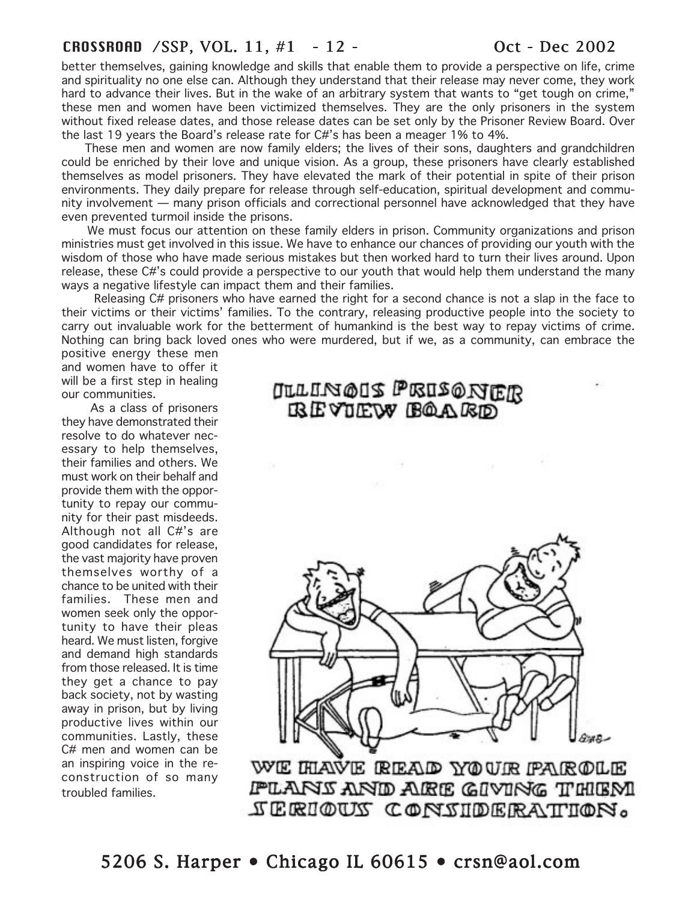better themselves, gaining knowledge and skills that enable them to provide a perspective on life, crime and spirituality no one else can. Although they understand that their release may never come, they work hard to advance their lives. But in the wake of an arbitrary system that wants to "get tough on crime," these men and women have been victimized themselves. They are the only prisoners in the system without fixed release dates, and those release dates can be set only by the Prisoner Review Board. Over the last 19 years the Board's release rate for C#'s has been a meager 1% to 4%.

These men and women are now family elders; the lives of their sons, daughters and grandchildren could be enriched by their love and unique vision. As a group, these prisoners have clearly established themselves as model prisoners. They have elevated the mark of their potential in spite of their prison environments. They daily prepare for release through self-education, spiritual development and community involvement — many prison officials and correctional personnel have acknowledged that they have even prevented turmoil inside the prisons.

We must focus our attention on these family elders in prison. Community organizations and prison ministries must get involved in this issue. We have to enhance our chances of providing our youth with the wisdom of those who have made serious mistakes but then worked hard to turn their lives around. Upon release, these C#'s could provide a perspective to our youth that would help them understand the many ways a negative lifestyle can impact them and their families.

Releasing C# prisoners who have earned the right for a second chance is not a slap in the face to their victims or their victims' families. To the contrary, releasing productive people into the society to carry out invaluable work for the betterment of humankind is the best way to repay victims of crime. Nothing can bring back loved ones who were murdered, but if we, as a community, can embrace the positive energy these men and women have to offer it will be a first step in healing our communities.

As a class of prisoners they have demonstrated their resolve to do whatever necessary to help themselves, their families and others. We must work on their behalf and provide them with the opportunity to repay our community for their past misdeeds. Although not all C#'s are good candidates for release, the vast majority have proven themselves worthy of a chance to be united with their families. These men and women seek only the opportunity to have their pleas heard. We must listen, forgive and demand high standards from those released. It is time they get a chance to pay back society, not by wasting away in prison, but by living productive lives within our communities. Lastly, these C# men and women can be an inspiring voice in the reconstruction of so many troubled families.

ILLINOIS PRISONER REVIEW BOARD

WE HAVE READ YOUR PAROLE PLANS AND ARE GIVING THEM SERIOUS CONSIDERATION.

5206 S. Harper • Chicago IL 60615 • crsn@aol.com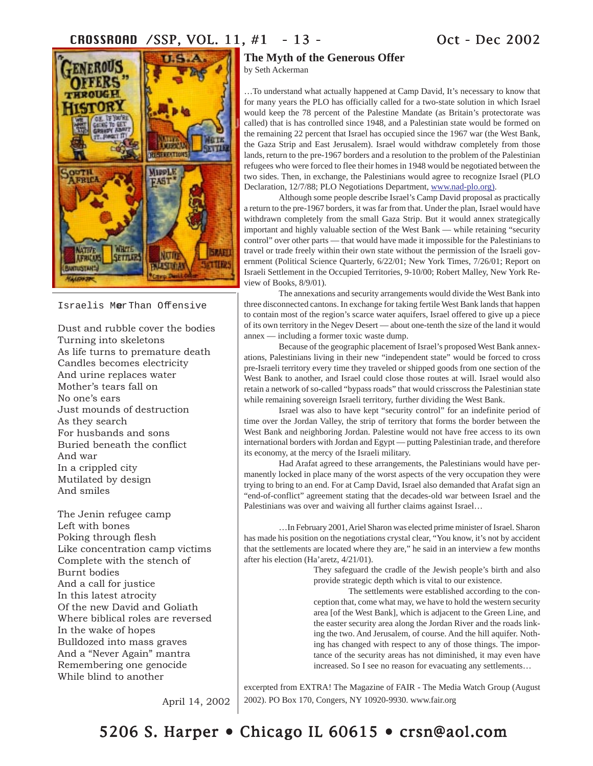## The Myth of the Generous Offer

by Seth Ackerman

…To understand what actually happened at Camp David, It's necessary to know that for many years the PLO has officially called for a two-state solution in which Israel would keep the 78 percent of the Palestine Mandate (as Britain's protectorate was called) that is has controlled since 1948, and a Palestinian state would be formed on the remaining 22 percent that Israel has occupied since the 1967 war (the West Bank, the Gaza Strip and East Jerusalem). Israel would withdraw completely from those lands, return to the pre-1967 borders and a resolution to the problem of the Palestinian refugees who were forced to flee their homes in 1948 would be negotiated between the two sides. Then, in exchange, the Palestinians would agree to recognize Israel (PLO Declaration, 12/7/88; PLO Negotiations Department, www.nad-plo.org).

Although some people describe Israel's Camp David proposal as practically a return to the pre-1967 borders, it was far from that. Under the plan, Israel would have withdrawn completely from the small Gaza Strip. But it would annex strategically important and highly valuable section of the West Bank — while retaining "security control" over other parts — that would have made it impossible for the Palestinians to travel or trade freely within their own state without the permission of the Israeli government (Political Science Quarterly, 6/22/01; New York Times, 7/26/01; Report on Israeli Settlement in the Occupied Territories, 9-10/00; Robert Malley, New York Review of Books, 8/9/01).

The annexations and security arrangements would divide the West Bank into three disconnected cantons. In exchange for taking fertile West Bank lands that happen to contain most of the region's scarce water aquifers, Israel offered to give up a piece of its own territory in the Negev Desert — about one-tenth the size of the land it would annex — including a former toxic waste dump.

Because of the geographic placement of Israel's proposed West Bank annexations, Palestinians living in their new "independent state" would be forced to cross pre-Israeli territory every time they traveled or shipped goods from one section of the West Bank to another, and Israel could close those routes at will. Israel would also retain a network of so-called "bypass roads" that would crisscross the Palestinian state while remaining sovereign Israeli territory, further dividing the West Bank.

Israel was also to have kept "security control" for an indefinite period of time over the Jordan Valley, the strip of territory that forms the border between the West Bank and neighboring Jordan. Palestine would not have free access to its own international borders with Jordan and Egypt — putting Palestinian trade, and therefore its economy, at the mercy of the Israeli military.

Had Arafat agreed to these arrangements, the Palestinians would have permanently locked in place many of the worst aspects of the very occupation they were trying to bring to an end. For at Camp David, Israel also demanded that Arafat sign an "end-of-conflict" agreement stating that the decades-old war between Israel and the Palestinians was over and waiving all further claims against Israel…

…In February 2001, Ariel Sharon was elected prime minister of Israel. Sharon has made his position on the negotiations crystal clear, "You know, it's not by accident that the settlements are located where they are," he said in an interview a few months after his election (Ha'aretz, 4/21/01).

> They safeguard the cradle of the Jewish people's birth and also provide strategic depth which is vital to our existence.
>
> The settlements were established according to the conception that, come what may, we have to hold the western security area [of the West Bank], which is adjacent to the Green Line, and the easter security area along the Jordan River and the roads linking the two. And Jerusalem, of course. And the hill aquifer. Nothing has changed with respect to any of those things. The importance of the security areas has not diminished, it may even have increased. So I see no reason for evacuating any settlements…

excerpted from EXTRA! The Magazine of FAIR - The Media Watch Group (August 2002). PO Box 170, Congers, NY 10920-9930. www.fair.org

---

### Israelis More Than Offensive

Dust and rubble cover the bodies
Turning into skeletons
As life turns to premature death
Candles becomes electricity
And urine replaces water
Mother's tears fall on
No one's ears
Just mounds of destruction
As they search
For husbands and sons
Buried beneath the conflict
And war
In a crippled city
Mutilated by design
And smiles

The Jenin refugee camp
Left with bones
Poking through flesh
Like concentration camp victims
Complete with the stench of
Burnt bodies
And a call for justice
In this latest atrocity
Of the new David and Goliath
Where biblical roles are reversed
In the wake of hopes
Bulldozed into mass graves
And a "Never Again" mantra
Remembering one genocide
While blind to another

April 14, 2002

5206 S. Harper • Chicago IL 60615 • crsn@aol.com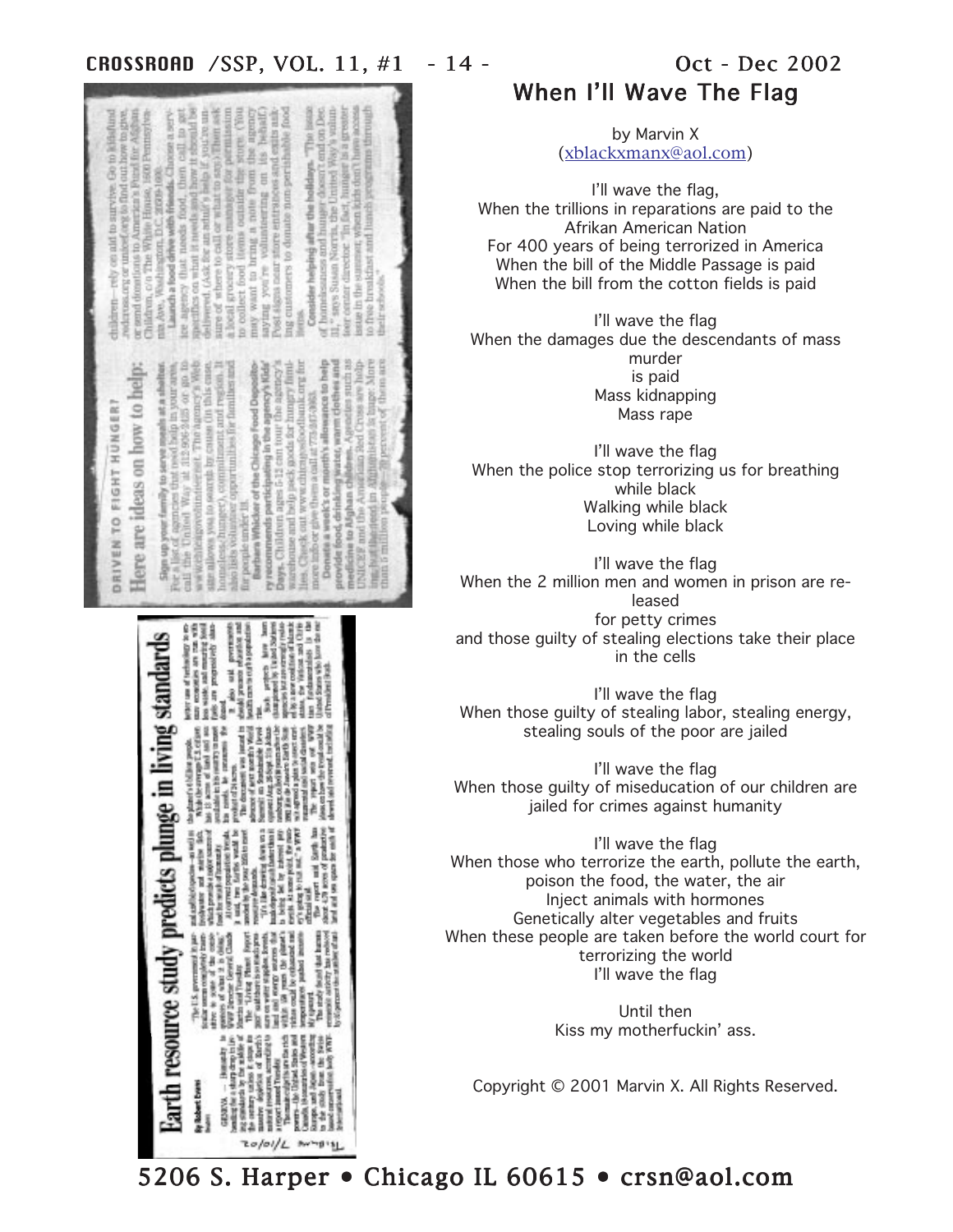# When I'll Wave The Flag

by Marvin X
(xblackxmanx@aol.com)

I'll wave the flag,
When the trillions in reparations are paid to the Afrikan American Nation
For 400 years of being terrorized in America
When the bill of the Middle Passage is paid
When the bill from the cotton fields is paid

I'll wave the flag
When the damages due the descendants of mass murder
is paid
Mass kidnapping
Mass rape

I'll wave the flag
When the police stop terrorizing us for breathing while black
Walking while black
Loving while black

I'll wave the flag
When the 2 million men and women in prison are released
for petty crimes
and those guilty of stealing elections take their place in the cells

I'll wave the flag
When those guilty of stealing labor, stealing energy, stealing souls of the poor are jailed

I'll wave the flag
When those guilty of miseducation of our children are jailed for crimes against humanity

I'll wave the flag
When those who terrorize the earth, pollute the earth, poison the food, the water, the air
Inject animals with hormones
Genetically alter vegetables and fruits
When these people are taken before the world court for terrorizing the world
I'll wave the flag

Until then
Kiss my motherfuckin' ass.

Copyright © 2001 Marvin X. All Rights Reserved.

DRIVEN TO FIGHT HUNGER?

## Here are ideas on how to help:

## Earth resource study predicts plunge in living standards

5206 S. Harper • Chicago IL 60615 • crsn@aol.com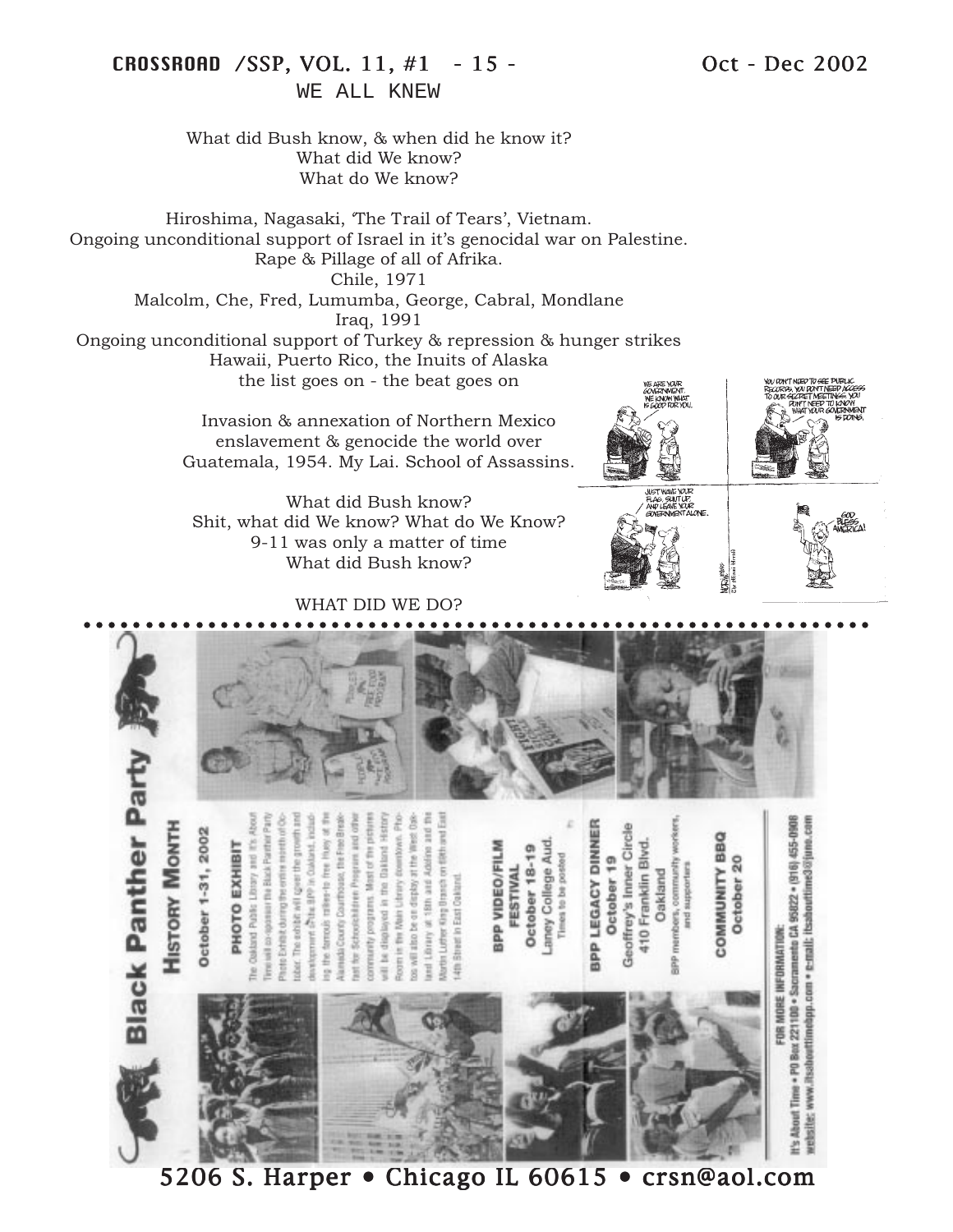# WE ALL KNEW

What did Bush know, & when did he know it?
What did We know?
What do We know?

Hiroshima, Nagasaki, 'The Trail of Tears', Vietnam.
Ongoing unconditional support of Israel in it's genocidal war on Palestine.
Rape & Pillage of all of Afrika.
Chile, 1971
Malcolm, Che, Fred, Lumumba, George, Cabral, Mondlane
Iraq, 1991
Ongoing unconditional support of Turkey & repression & hunger strikes
Hawaii, Puerto Rico, the Inuits of Alaska
the list goes on - the beat goes on

Invasion & annexation of Northern Mexico
enslavement & genocide the world over
Guatemala, 1954. My Lai. School of Assassins.

What did Bush know?
Shit, what did We know? What do We Know?
9-11 was only a matter of time
What did Bush know?

WHAT DID WE DO?

---

# Black Panther Party

## History Month

**October 1-31, 2002**

### PHOTO EXHIBIT

The Oakland Public Library and It's About Time will co-sponsor the Black Panther Party Photo Exhibit during the entire month of October. The exhibit will cover the growth and development of the BPP in Oakland, including the famous rallies-to free Huey at the Alameda County Courthouse, the Free Breakfast for Schoolchildren Program and other community programs. Most of the pictures will be displayed in the Oakland History Room in the Main Library downtown. Photos will also be on display at the West Oakland Library at 18th and Adeline and the Martin Luther King Branch on 68th and East 14th Street in East Oakland.

### BPP VIDEO/FILM FESTIVAL

October 18-19
Laney College Aud.
Times to be posted

### BPP LEGACY DINNER

October 19
Geoffrey's Inner Circle
410 Franklin Blvd.
Oakland
BPP members, community workers, and supporters

### COMMUNITY BBQ

October 20

FOR MORE INFORMATION:
It's About Time • PO Box 221100 • Sacramento CA 95822 • (916) 455-0908
website: www.itsabouttimebpp.com • e-mail: itsabouttime3@juno.com

---

5206 S. Harper • Chicago IL 60615 • crsn@aol.com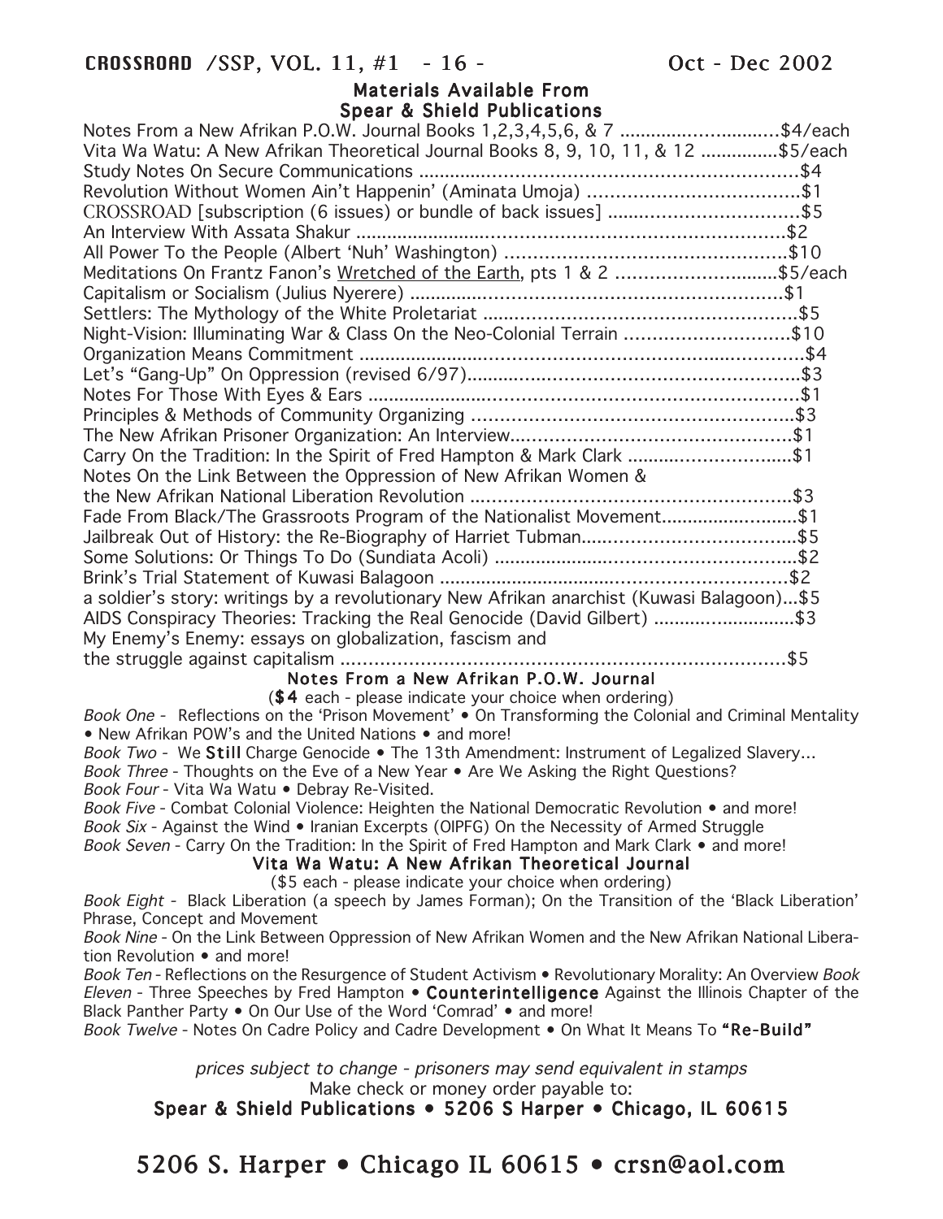## Materials Available From Spear & Shield Publications

Notes From a New Afrikan P.O.W. Journal Books 1,2,3,4,5,6, & 7 ..............................$4/each
Vita Wa Watu: A New Afrikan Theoretical Journal Books 8, 9, 10, 11, & 12 ...............$5/each
Study Notes On Secure Communications ....................................................................$4
Revolution Without Women Ain't Happenin' (Aminata Umoja) .....................................$1
CROSSROAD [subscription (6 issues) or bundle of back issues] ..................................$5
An Interview With Assata Shakur ..............................................................................$2
All Power To the People (Albert 'Nuh' Washington) .................................................$10
Meditations On Frantz Fanon's Wretched of the Earth, pts 1 & 2 .............................$5/each
Capitalism or Socialism (Julius Nyerere) ...................................................................$1
Settlers: The Mythology of the White Proletariat .......................................................$5
Night-Vision: Illuminating War & Class On the Neo-Colonial Terrain ............................$10
Organization Means Commitment ...............................................................................$4
Let's "Gang-Up" On Oppression (revised 6/97)..........................................................$3
Notes For Those With Eyes & Ears ............................................................................$1
Principles & Methods of Community Organizing .........................................................$3
The New Afrikan Prisoner Organization: An Interview.................................................$1
Carry On the Tradition: In the Spirit of Fred Hampton & Mark Clark ............................$1
Notes On the Link Between the Oppression of New Afrikan Women & the New Afrikan National Liberation Revolution .........................................................$3
Fade From Black/The Grassroots Program of the Nationalist Movement..........................$1
Jailbreak Out of History: the Re-Biography of Harriet Tubman......................................$5
Some Solutions: Or Things To Do (Sundiata Acoli) .......................................................$2
Brink's Trial Statement of Kuwasi Balagoon ...............................................................$2
a soldier's story: writings by a revolutionary New Afrikan anarchist (Kuwasi Balagoon)...$5
AIDS Conspiracy Theories: Tracking the Real Genocide (David Gilbert) ...........................$3
My Enemy's Enemy: essays on globalization, fascism and the struggle against capitalism ............................................................................$5

### Notes From a New Afrikan P.O.W. Journal

(**$4** each - please indicate your choice when ordering)

*Book One* - Reflections on the 'Prison Movement' • On Transforming the Colonial and Criminal Mentality • New Afrikan POW's and the United Nations • and more!
*Book Two* - We **Still** Charge Genocide • The 13th Amendment: Instrument of Legalized Slavery...
*Book Three* - Thoughts on the Eve of a New Year • Are We Asking the Right Questions?
*Book Four* - Vita Wa Watu • Debray Re-Visited.
*Book Five* - Combat Colonial Violence: Heighten the National Democratic Revolution • and more!
*Book Six* - Against the Wind • Iranian Excerpts (OIPFG) On the Necessity of Armed Struggle
*Book Seven* - Carry On the Tradition: In the Spirit of Fred Hampton and Mark Clark • and more!

### Vita Wa Watu: A New Afrikan Theoretical Journal

($5 each - please indicate your choice when ordering)

*Book Eight* - Black Liberation (a speech by James Forman); On the Transition of the 'Black Liberation' Phrase, Concept and Movement
*Book Nine* - On the Link Between Oppression of New Afrikan Women and the New Afrikan National Liberation Revolution • and more!
*Book Ten* - Reflections on the Resurgence of Student Activism • Revolutionary Morality: An Overview *Book Eleven* - Three Speeches by Fred Hampton • **Counterintelligence** Against the Illinois Chapter of the Black Panther Party • On Our Use of the Word 'Comrade' • and more!
*Book Twelve* - Notes On Cadre Policy and Cadre Development • On What It Means To **"Re-Build"**

*prices subject to change - prisoners may send equivalent in stamps*
Make check or money order payable to:
**Spear & Shield Publications • 5206 S Harper • Chicago, IL 60615**

5206 S. Harper • Chicago IL 60615 • crsn@aol.com